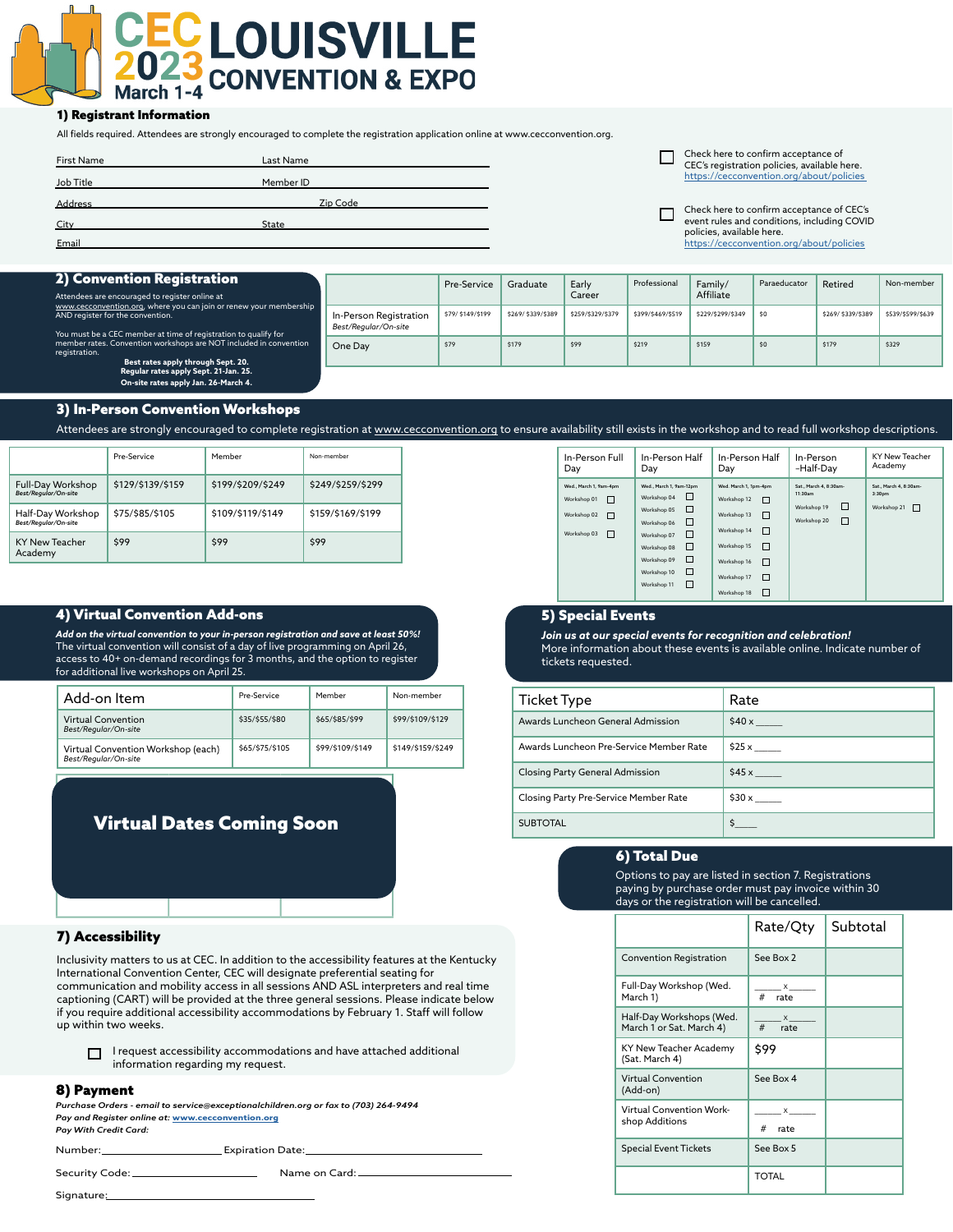# CEC 2023 LOUISVILLE CONVENTION & EXPO

March 1-4

## 1) Registrant Information

All fields required. Attendees are strongly encouraged to complete the registration application online at www.cecconvention.org.

First Name ______________ Last Name ______________

Job Title ______________ Member ID ______________

Address ______________ Zip Code ______________

City ______________ State ______________

Email ______________

☐ Check here to confirm acceptance of CEC's registration policies, available here. https://cecconvention.org/about/policies

☐ Check here to confirm acceptance of CEC's event rules and conditions, including COVID policies, available here. https://cecconvention.org/about/policies

## 2) Convention Registration

Attendees are encouraged to register online at www.cecconvention.org, where you can join or renew your membership AND register for the convention.

You must be a CEC member at time of registration to qualify for member rates. Convention workshops are NOT included in convention registration.

**Best rates apply through Sept. 20.**
**Regular rates apply Sept. 21-Jan. 25.**
**On-site rates apply Jan. 26-March 4.**

| | Pre-Service | Graduate | Early Career | Professional | Family/ Affiliate | Paraeducator | Retired | Non-member |
|---|---|---|---|---|---|---|---|---|
| In-Person Registration *Best/Regular/On-site* | $79/ $149/$199 | $269/ $339/$389 | $259/$329/$379 | $399/$469/$519 | $229/$299/$349 | $0 | $269/ $339/$389 | $539/$599/$639 |
| One Day | $79 | $179 | $99 | $219 | $159 | $0 | $179 | $329 |

## 3) In-Person Convention Workshops

Attendees are strongly encouraged to complete registration at www.cecconvention.org to ensure availability still exists in the workshop and to read full workshop descriptions.

| | Pre-Service | Member | Non-member |
|---|---|---|---|
| Full-Day Workshop *Best/Regular/On-site* | $129/$139/$159 | $199/$209/$249 | $249/$259/$299 |
| Half-Day Workshop *Best/Regular/On-site* | $75/$85/$105 | $109/$119/$149 | $159/$169/$199 |
| KY New Teacher Academy | $99 | $99 | $99 |

| In-Person Full Day | In-Person Half Day | In-Person Half Day | In-Person –Half-Day | KY New Teacher Academy |
|---|---|---|---|---|
| Wed., March 1, 9am-4pm | Wed., March 1, 9am-12pm | Wed. March 1, 1pm-4pm | Sat., March 4, 8:30am-11:30am | Sat., March 4, 8:30am-3:30pm |
| Workshop 01 ☐ | Workshop 04 ☐ | Workshop 12 ☐ | Workshop 19 ☐ | Workshop 21 ☐ |
| Workshop 02 ☐ | Workshop 05 ☐ | Workshop 13 ☐ | Workshop 20 ☐ | |
| Workshop 03 ☐ | Workshop 06 ☐ | Workshop 14 ☐ | | |
| | Workshop 07 ☐ | Workshop 15 ☐ | | |
| | Workshop 08 ☐ | Workshop 16 ☐ | | |
| | Workshop 09 ☐ | Workshop 17 ☐ | | |
| | Workshop 10 ☐ | Workshop 18 ☐ | | |
| | Workshop 11 ☐ | | | |

## 4) Virtual Convention Add-ons

***Add on the virtual convention to your in-person registration and save at least 50%!***
The virtual convention will consist of a day of live programming on April 26, access to 40+ on-demand recordings for 3 months, and the option to register for additional live workshops on April 25.

| Add-on Item | Pre-Service | Member | Non-member |
|---|---|---|---|
| Virtual Convention *Best/Regular/On-site* | $35/$55/$80 | $65/$85/$99 | $99/$109/$129 |
| Virtual Convention Workshop (each) *Best/Regular/On-site* | $65/$75/$105 | $99/$109/$149 | $149/$159/$249 |

**Virtual Dates Coming Soon**

## 5) Special Events

***Join us at our special events for recognition and celebration!***
More information about these events is available online. Indicate number of tickets requested.

| Ticket Type | Rate |
|---|---|
| Awards Luncheon General Admission | $40 x _____ |
| Awards Luncheon Pre-Service Member Rate | $25 x _____ |
| Closing Party General Admission | $45 x _____ |
| Closing Party Pre-Service Member Rate | $30 x _____ |
| SUBTOTAL | $_____ |

## 6) Total Due

Options to pay are listed in section 7. Registrations paying by purchase order must pay invoice within 30 days or the registration will be cancelled.

| | Rate/Qty | Subtotal |
|---|---|---|
| Convention Registration | See Box 2 | |
| Full-Day Workshop (Wed. March 1) | _____ x _____ # rate | |
| Half-Day Workshops (Wed. March 1 or Sat. March 4) | _____ x _____ # rate | |
| KY New Teacher Academy (Sat. March 4) | $99 | |
| Virtual Convention (Add-on) | See Box 4 | |
| Virtual Convention Workshop Additions | _____ x _____ # rate | |
| Special Event Tickets | See Box 5 | |
| | TOTAL | |

## 7) Accessibility

Inclusivity matters to us at CEC. In addition to the accessibility features at the Kentucky International Convention Center, CEC will designate preferential seating for communication and mobility access in all sessions AND ASL interpreters and real time captioning (CART) will be provided at the three general sessions. Please indicate below if you require additional accessibility accommodations by February 1. Staff will follow up within two weeks.

☐ I request accessibility accommodations and have attached additional information regarding my request.

## 8) Payment

***Purchase Orders - email to service@exceptionalchildren.org or fax to (703) 264-9494***
***Pay and Register online at: www.cecconvention.org***
***Pay With Credit Card:***

Number: ______________ Expiration Date: ______________

Security Code: ______________ Name on Card: ______________

Signature: ______________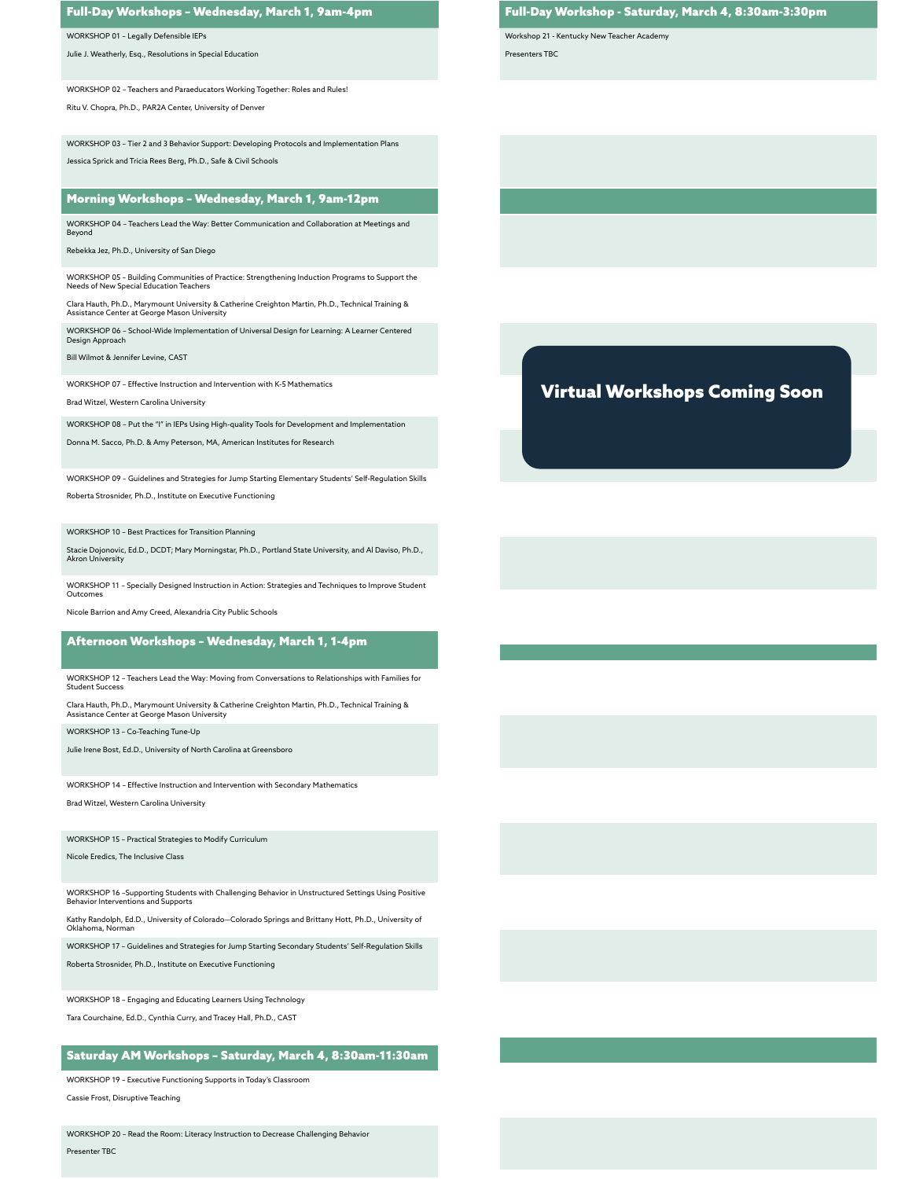## Full-Day Workshops – Wednesday, March 1, 9am-4pm

WORKSHOP 01 – Legally Defensible IEPs

Julie J. Weatherly, Esq., Resolutions in Special Education

WORKSHOP 02 – Teachers and Paraeducators Working Together: Roles and Rules!

Ritu V. Chopra, Ph.D., PAR2A Center, University of Denver

WORKSHOP 03 – Tier 2 and 3 Behavior Support: Developing Protocols and Implementation Plans

Jessica Sprick and Tricia Rees Berg, Ph.D., Safe & Civil Schools

## Morning Workshops – Wednesday, March 1, 9am-12pm

WORKSHOP 04 – Teachers Lead the Way: Better Communication and Collaboration at Meetings and Beyond

Rebekka Jez, Ph.D., University of San Diego

WORKSHOP 05 – Building Communities of Practice: Strengthening Induction Programs to Support the Needs of New Special Education Teachers

Clara Hauth, Ph.D., Marymount University & Catherine Creighton Martin, Ph.D., Technical Training & Assistance Center at George Mason University

WORKSHOP 06 – School-Wide Implementation of Universal Design for Learning: A Learner Centered Design Approach

Bill Wilmot & Jennifer Levine, CAST

WORKSHOP 07 – Effective Instruction and Intervention with K-5 Mathematics

Brad Witzel, Western Carolina University

WORKSHOP 08 – Put the "I" in IEPs Using High-quality Tools for Development and Implementation

Donna M. Sacco, Ph.D. & Amy Peterson, MA, American Institutes for Research

WORKSHOP 09 – Guidelines and Strategies for Jump Starting Elementary Students' Self-Regulation Skills

Roberta Strosnider, Ph.D., Institute on Executive Functioning

WORKSHOP 10 – Best Practices for Transition Planning

Stacie Dojonovic, Ed.D., DCDT; Mary Morningstar, Ph.D., Portland State University, and Al Daviso, Ph.D., Akron University

WORKSHOP 11 – Specially Designed Instruction in Action: Strategies and Techniques to Improve Student Outcomes

Nicole Barrion and Amy Creed, Alexandria City Public Schools

## Afternoon Workshops – Wednesday, March 1, 1-4pm

WORKSHOP 12 – Teachers Lead the Way: Moving from Conversations to Relationships with Families for Student Success

Clara Hauth, Ph.D., Marymount University & Catherine Creighton Martin, Ph.D., Technical Training & Assistance Center at George Mason University

WORKSHOP 13 – Co-Teaching Tune-Up

Julie Irene Bost, Ed.D., University of North Carolina at Greensboro

WORKSHOP 14 – Effective Instruction and Intervention with Secondary Mathematics

Brad Witzel, Western Carolina University

WORKSHOP 15 – Practical Strategies to Modify Curriculum

Nicole Eredics, The Inclusive Class

WORKSHOP 16 –Supporting Students with Challenging Behavior in Unstructured Settings Using Positive Behavior Interventions and Supports

Kathy Randolph, Ed.D., University of Colorado—Colorado Springs and Brittany Hott, Ph.D., University of Oklahoma, Norman

WORKSHOP 17 – Guidelines and Strategies for Jump Starting Secondary Students' Self-Regulation Skills

Roberta Strosnider, Ph.D., Institute on Executive Functioning

WORKSHOP 18 – Engaging and Educating Learners Using Technology

Tara Courchaine, Ed.D., Cynthia Curry, and Tracey Hall, Ph.D., CAST

## Saturday AM Workshops – Saturday, March 4, 8:30am-11:30am

WORKSHOP 19 – Executive Functioning Supports in Today's Classroom

Cassie Frost, Disruptive Teaching

WORKSHOP 20 – Read the Room: Literacy Instruction to Decrease Challenging Behavior

Presenter TBC

## Full-Day Workshop - Saturday, March 4, 8:30am-3:30pm

Workshop 21 - Kentucky New Teacher Academy

Presenters TBC

## Virtual Workshops Coming Soon